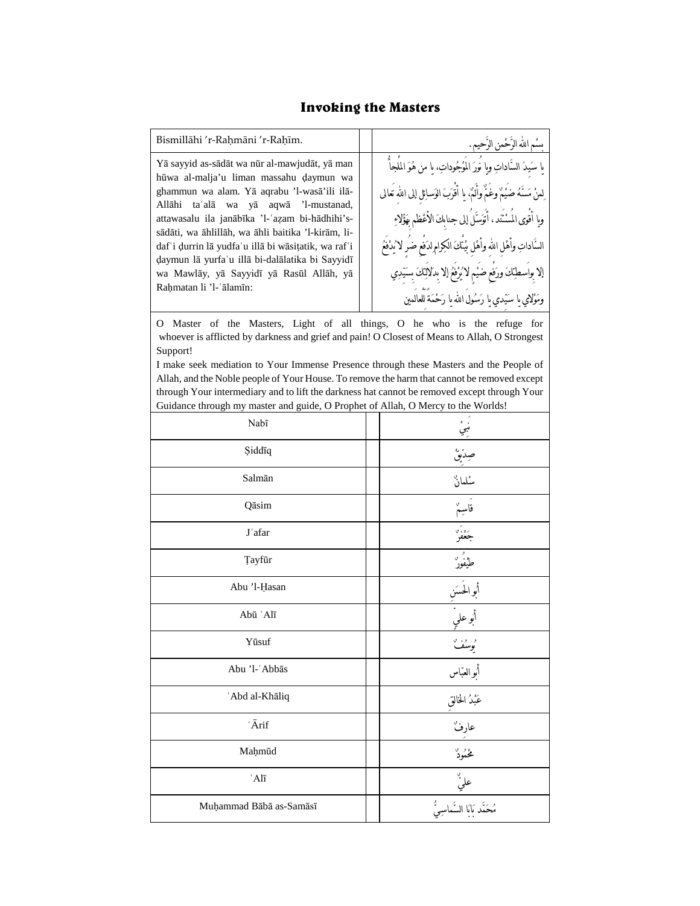# Invoking the Masters

| Bismillāhi ’r-Raḥmāni ’r-Raḥīm. | | بِسْمِ اللهِ الرَّحْمٰنِ الرَّحِيمِ. |
|---|---|---|
| Yā sayyid as-sādāt wa nūr al-mawjudāt, yā man hūwa al-malja’u liman massahu ḍaymun wa ghammun wa alam. Yā aqrabu ’l-wasā’ili ilā-Allāhi taʿalā wa yā aqwā ’l-mustanad, attawasalu ila janābīka ’l-ʿaẓam bi-hādhihi’s-sādāti, wa āhlillāh, wa āhli baitika ’l-kirām, li-dafʿi ḍurrin lā yudfaʿu illā bi wāsiṭatik, wa rafʿi ḍaymun lā yurfaʿu illā bi-dalālatika bi Sayyidī wa Mawlāy, yā Sayyidī yā Rasūl Allāh, yā Raḥmatan li ’l-ʿālamīn: | | يا سَيِّدَ السَّاداتِ ويا نُورَ المَوْجُوداتِ، يا من هُوَ المَلْجأُ لِمنْ مَسَّهُ ضَيْمٌ وغَمٌّ وأَلَمٌ، يا أَقْرَبَ الوَسائِلِ إلى اللهِ تَعالى ويا أَقْوى المُسْتَنَد، أَتَوَسَّلُ إلى جنابِكَ الأَعْظَمِ بِهَؤُلاءِ السَّاداتِ وأَهْلِ اللهِ وأَهْلِ بَيْتِكَ الكِرامِ لِدَفْعِ ضُرٍّ لا يُدْفَعُ إلا بِواسِطَتِكَ ورَفْعِ ضَيْمٍ لا يُرْفَعُ إلا بِدَلالَتِكَ بِسَيِّدي ومَوْلايَ يا سَيِّدي يا رَسُولَ اللهِ يا رَحْمَةً لِلعالَمين |

O Master of the Masters, Light of all things, O he who is the refuge for whoever is afflicted by darkness and grief and pain! O Closest of Means to Allah, O Strongest Support!
I make seek mediation to Your Immense Presence through these Masters and the People of Allah, and the Noble people of Your House. To remove the harm that cannot be removed except through Your intermediary and to lift the darkness hat cannot be removed except through Your Guidance through my master and guide, O Prophet of Allah, O Mercy to the Worlds!

| Nabī | | نَبِيٌّ |
|---|---|---|
| Ṣiddīq | | صِدِّيقٌ |
| Salmān | | سَلْمانٌ |
| Qāsim | | قاسِمٌ |
| Jʿafar | | جَعْفَرٌ |
| Ṭayfūr | | طَيْفُورٌ |
| Abu ’l-Ḥasan | | أَبو الحَسَنِ |
| Abū ʿAlī | | أَبو عَلِيٍّ |
| Yūsuf | | يُوسُفُ |
| Abu ’l-ʿAbbās | | أَبو العَبّاس |
| ʿAbd al-Khāliq | | عَبْدُ الخالِقِ |
| ʿĀrif | | عارِفٌ |
| Maḥmūd | | مَحْمُودٌ |
| ʿAlī | | عَلِيٌّ |
| Muḥammad Bābā as-Samāsī | | مُحَمَّد بَابَا السَّماسِيُّ |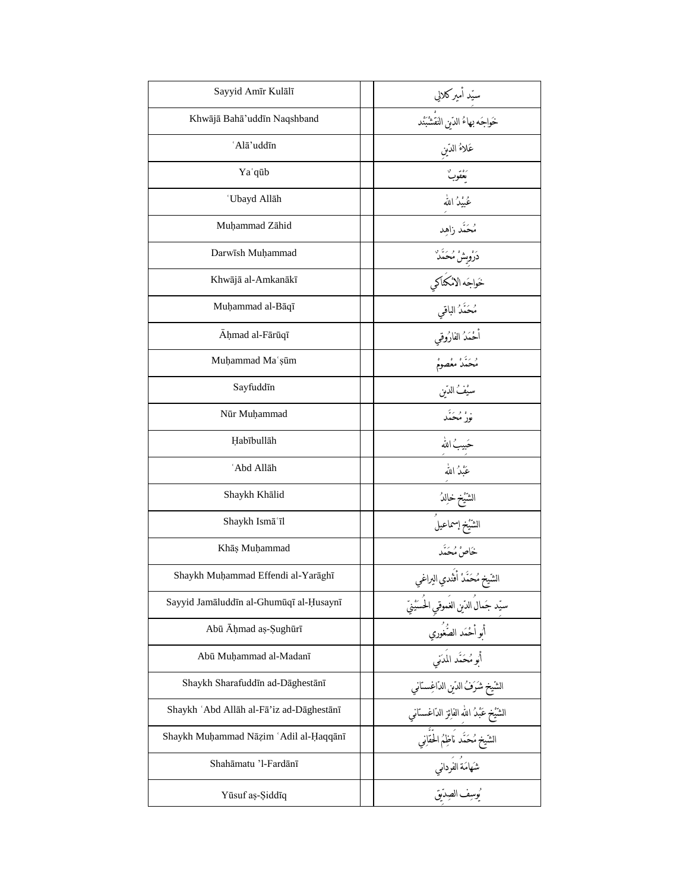| Sayyid Amīr Kulālī | | سيّد أمير كلالي |
|---|---|---|
| Khwājā Bahā'uddīn Naqshband | | خَواجَه بهاءُ الدّين النَقْشْبَنْد |
| ʿAlā'uddīn | | عَلاءُ الدّين |
| Yaʿqūb | | يَعْقوبٌ |
| ʿUbayd Allāh | | عُبَيْدُ الله |
| Muḥammad Zāhid | | مُحَمَّد زاهِد |
| Darwīsh Muḥammad | | دَرْوِيشْ مُحَمَّدٌ |
| Khwājā al-Amkanākī | | خَواجَه الأمْكَاكي |
| Muḥammad al-Bāqī | | مُحَمَّدُ الباقي |
| Āḥmad al-Fārūqī | | أحْمَدُ الفارُوقي |
| Muḥammad Maʿṣūm | | مُحَمَّدْ مَعْصومْ |
| Sayfuddīn | | سيْفُ الدّين |
| Nūr Muḥammad | | نورُ مُحَمَّد |
| Ḥabībullāh | | حَبيبُ الله |
| ʿAbd Allāh | | عَبْدُ الله |
| Shaykh Khālid | | الشّيْخ خالِدُ |
| Shaykh Ismāʿīl | | الشّيْخ إسماعيلُ |
| Khāṣ Muḥammad | | خَاصْ مُحَمَّد |
| Shaykh Muḥammad Effendi al-Yarāghī | | الشّيخ مُحَمَّدْ أفَنْدي اليراغي |
| Sayyid Jamāluddīn al-Ghumūqī al-Ḥusaynī | | سيّد جَمالُ الدّين الغَموقِي الحُسَيْنِيّ |
| Abū Āḥmad aṣ-Ṣughūrī | | أبو أحْمَد الصُغُوري |
| Abū Muḥammad al-Madanī | | أبو مُحَمَّد المَدَني |
| Shaykh Sharafuddīn ad-Dāghestānī | | الشّيخ شَرَفُ الدّين الدّاغِستاني |
| Shaykh ʿAbd Allāh al-Fā'iz ad-Dāghestānī | | الشّيْخ عَبْدُ الله الفائز الدّاغستاني |
| Shaykh Muḥammad Nāẓim ʿAdil al-Ḥaqqānī | | الشّيخ مُحَمَّد نَاظِمُ الحَقّاني |
| Shahāmatu 'l-Fardānī | | شهَامَةُ الفَرداني |
| Yūsuf aṣ-Ṣiddīq | | يُوسف الصِدّيق |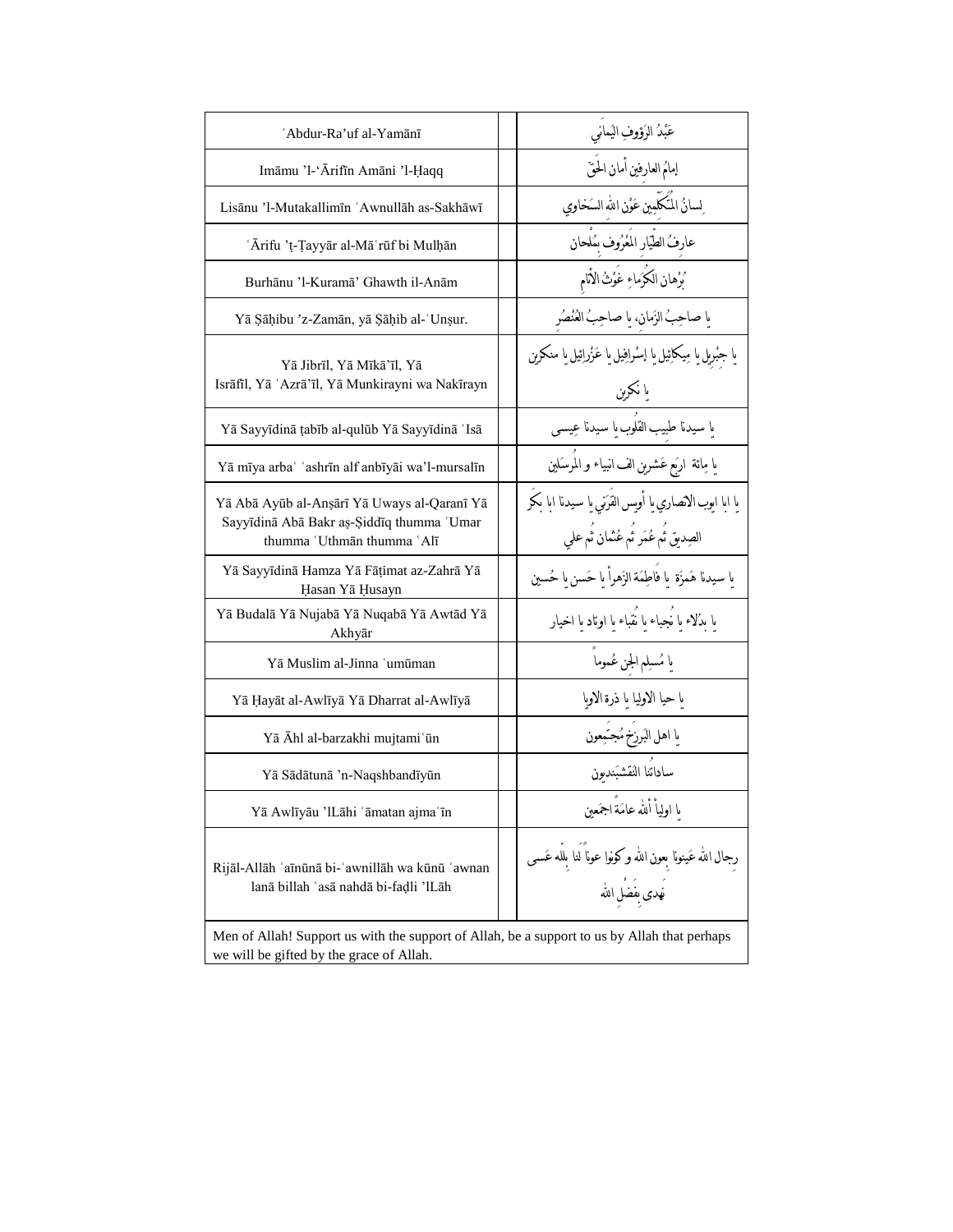| | | |
|---|---|---|
| ʿAbdur-Ra'uf al-Yamānī | | عَبْدُ الرَؤوفِ اليَمانَي |
| Imāmu 'l-'Ārifīn Amāni 'l-Ḥaqq | | إمامُ العارِفين أمان الحَقّ |
| Lisānu 'l-Mutakallimīn ʿAwnullāh as-Sakhāwī | | لِسانُ المُتَكَلّمين عَوْن الله السَخاوي |
| ʿĀrifu 'ṭ-Ṭayyār al-Māʿrūf bi Mulḥān | | عارِفُ الطّيّار المَعْرُوف بمُلحان |
| Burhānu 'l-Kuramā' Ghawth il-Anām | | بُرهان الكُرَماءِ غَوْثُ الأنام |
| Yā Ṣāḥibu 'z-Zamān, yā Ṣāḥib al-ʿUnṣur. | | يا صاحِبُ الزَمان، يا صاحِبُ العُنْصُر |
| Yā Jibrīl, Yā Mīkā'īl, Yā Isrāfīl, Yā ʿAzrā'īl, Yā Munkirayni wa Nakīrayn | | يا جِبْرِيل يا مِيكائِيل يا إسْرافِيل يا عَزْرائِيل يا منكرين يا نكرين |
| Yā Sayyīdinā ṭabīb al-qulūb Yā Sayyīdinā ʿIsā | | يا سيدنا طبيب القُلوب يا سيدنا عِيسى |
| Yā mīya arbaʿ ʿashrīn alf anbīyāi wa'l-mursalīn | | يا مِائة اربَع عَشرين الف انبياء و المُرسَلين |
| Yā Abā Ayūb al-Anṣārī Yā Uways al-Qaranī Yā Sayyīdinā Abā Bakr aṣ-Ṣiddīq thumma ʿUmar thumma ʿUthmān thumma ʿAlī | | يا ابا ايوب الانصاري يا أويس القَرَني يا سيدنا ابا بكَر الصِديق ثُم عُمَر ثُم عُثمان ثُم علي |
| Yā Sayyīdinā Hamza Yā Fāṭimat az-Zahrā Yā Ḥasan Yā Ḥusayn | | يا سيدنا هَمزَة يا فَاطِمَة الزَهراْ يا حَسن يا حُسين |
| Yā Budalā Yā Nujabā Yā Nuqabā Yā Awtād Yā Akhyār | | يا بدُلاء يا نُجباء يا نُقَباء يا اوتاد يا اخيار |
| Yā Muslim al-Jinna ʿumūman | | يا مُسلِم الجِن عُموماً |
| Yā Ḥayāt al-Awlīyā Yā Dharrat al-Awlīyā | | يا حيا الاوليا يا ذرة الاويا |
| Yā Āhl al-barzakhi mujtamiʿūn | | يا اهل البَرزَخ مُجتَمِعون |
| Yā Sādātunā 'n-Naqshbandīyūn | | ساداتَنا النَقشَبَندِيون |
| Yā Awlīyāu 'lLāhi ʿāmatan ajmaʿīn | | يا اولِياْ أللهِ عامَةً اجمَعين |
| Rijāl-Allāh ʿaīnūnā bi-ʿawnillāh wa kūnū ʿawnan lanā billah ʿasā nahdā bi-faḍli 'lLāh | | رِجال الله عَينونا بعونِ الله و كونُوا عوناً لنا بِللّه عَسى نَهدى بفَضْلِ الله |
| Men of Allah! Support us with the support of Allah, be a support to us by Allah that perhaps we will be gifted by the grace of Allah. | | |